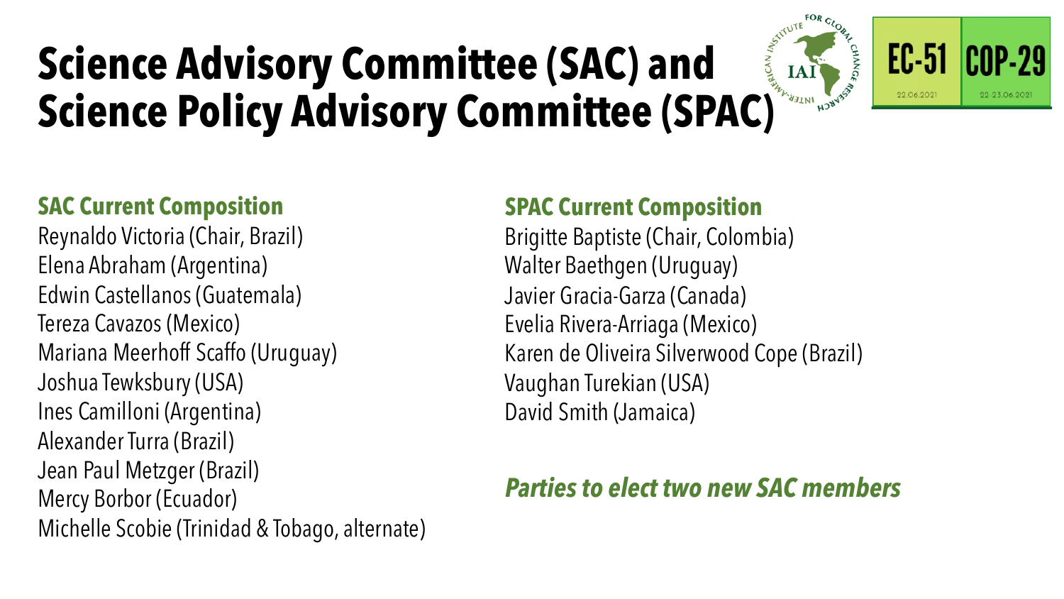# Science Advisory Committee (SAC) and Science Policy Advisory Committee (SPAC)

EC-51 22.06.2021

COP-29 22-23.06.2021

## SAC Current Composition

Reynaldo Victoria (Chair, Brazil)
Elena Abraham (Argentina)
Edwin Castellanos (Guatemala)
Tereza Cavazos (Mexico)
Mariana Meerhoff Scaffo (Uruguay)
Joshua Tewksbury (USA)
Ines Camilloni (Argentina)
Alexander Turra (Brazil)
Jean Paul Metzger (Brazil)
Mercy Borbor (Ecuador)
Michelle Scobie (Trinidad & Tobago, alternate)

## SPAC Current Composition

Brigitte Baptiste (Chair, Colombia)
Walter Baethgen (Uruguay)
Javier Gracia-Garza (Canada)
Evelia Rivera-Arriaga (Mexico)
Karen de Oliveira Silverwood Cope (Brazil)
Vaughan Turekian (USA)
David Smith (Jamaica)

***Parties to elect two new SAC members***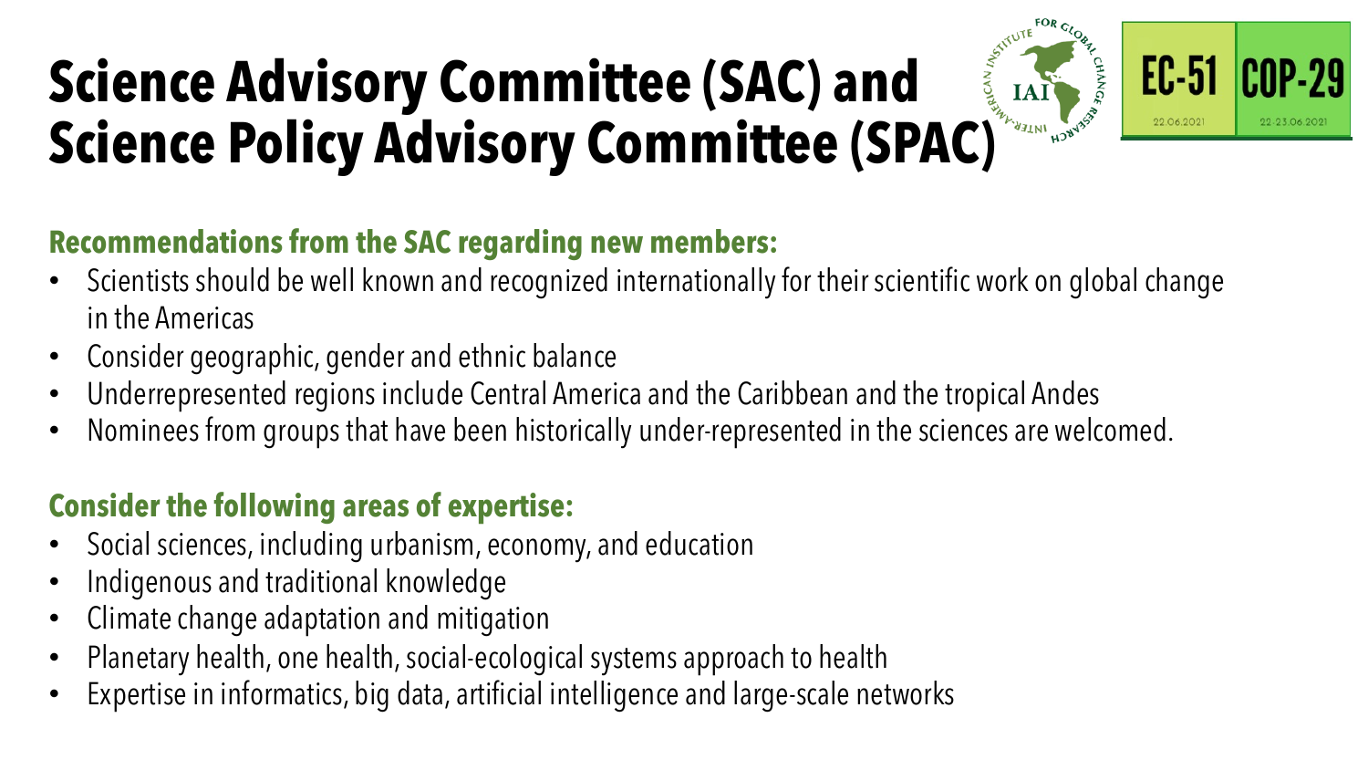# Science Advisory Committee (SAC) and Science Policy Advisory Committee (SPAC)

**Recommendations from the SAC regarding new members:**

- Scientists should be well known and recognized internationally for their scientific work on global change in the Americas
- Consider geographic, gender and ethnic balance
- Underrepresented regions include Central America and the Caribbean and the tropical Andes
- Nominees from groups that have been historically under-represented in the sciences are welcomed.

**Consider the following areas of expertise:**

- Social sciences, including urbanism, economy, and education
- Indigenous and traditional knowledge
- Climate change adaptation and mitigation
- Planetary health, one health, social-ecological systems approach to health
- Expertise in informatics, big data, artificial intelligence and large-scale networks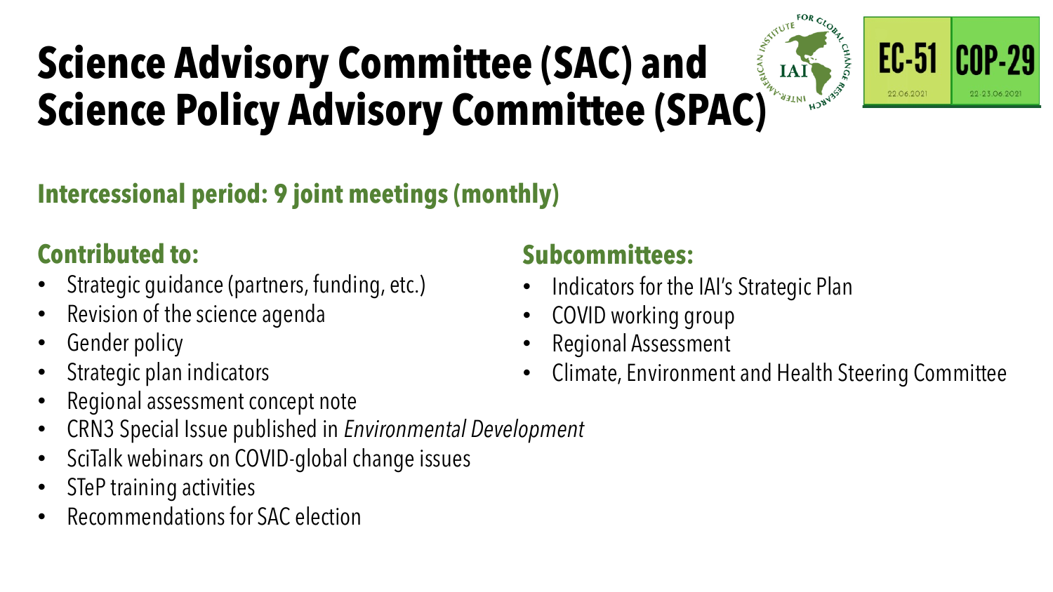# Science Advisory Committee (SAC) and Science Policy Advisory Committee (SPAC)

EC-51 22.06.2021

COP-29 22-23.06.2021

## Intercessional period: 9 joint meetings (monthly)

### Contributed to:

- Strategic guidance (partners, funding, etc.)
- Revision of the science agenda
- Gender policy
- Strategic plan indicators
- Regional assessment concept note
- CRN3 Special Issue published in *Environmental Development*
- SciTalk webinars on COVID-global change issues
- STeP training activities
- Recommendations for SAC election

### Subcommittees:

- Indicators for the IAI's Strategic Plan
- COVID working group
- Regional Assessment
- Climate, Environment and Health Steering Committee